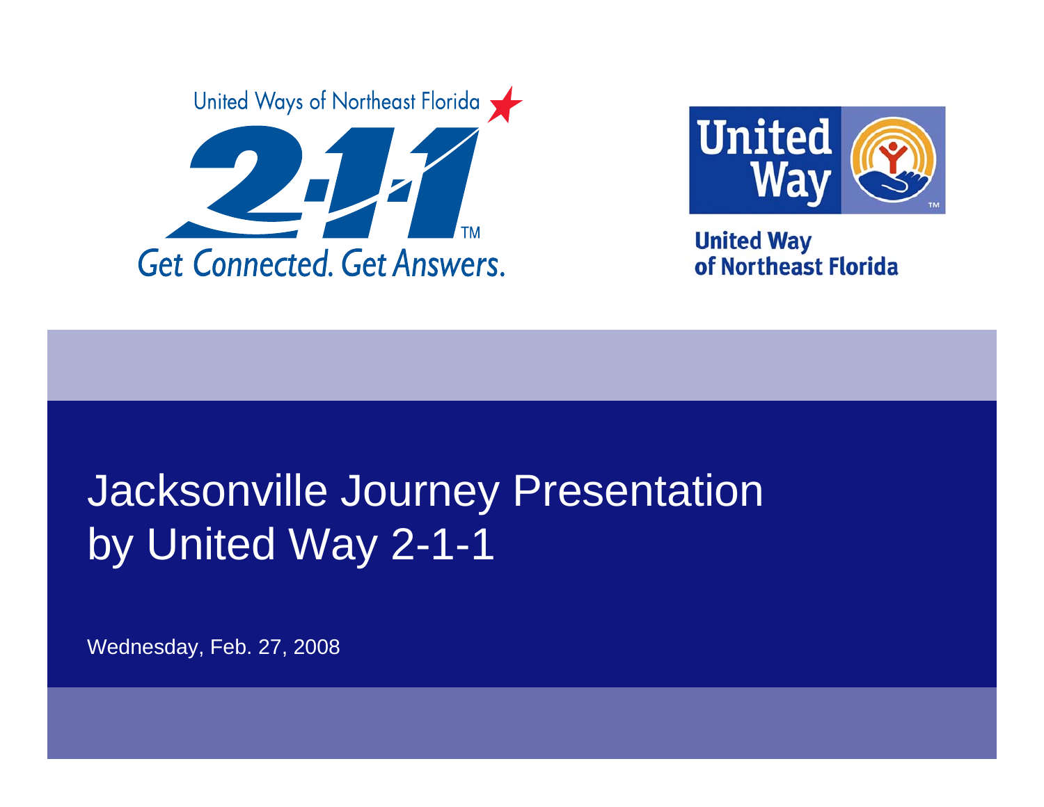United Ways of Northeast Florida

2-1-1™

Get Connected. Get Answers.

United Way™

United Way of Northeast Florida

# Jacksonville Journey Presentation by United Way 2-1-1

Wednesday, Feb. 27, 2008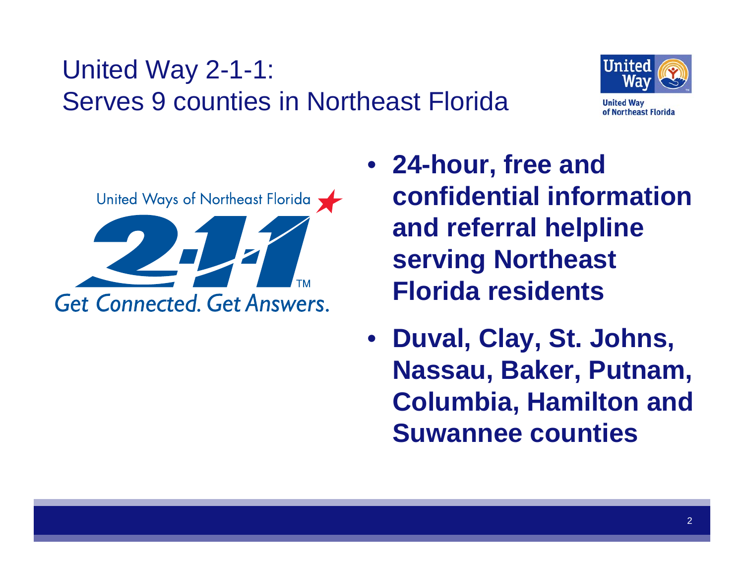# United Way 2-1-1: Serves 9 counties in Northeast Florida

United Way of Northeast Florida

United Ways of Northeast Florida 2-1-1™ Get Connected. Get Answers.

- **24-hour, free and confidential information and referral helpline serving Northeast Florida residents**
- **Duval, Clay, St. Johns, Nassau, Baker, Putnam, Columbia, Hamilton and Suwannee counties**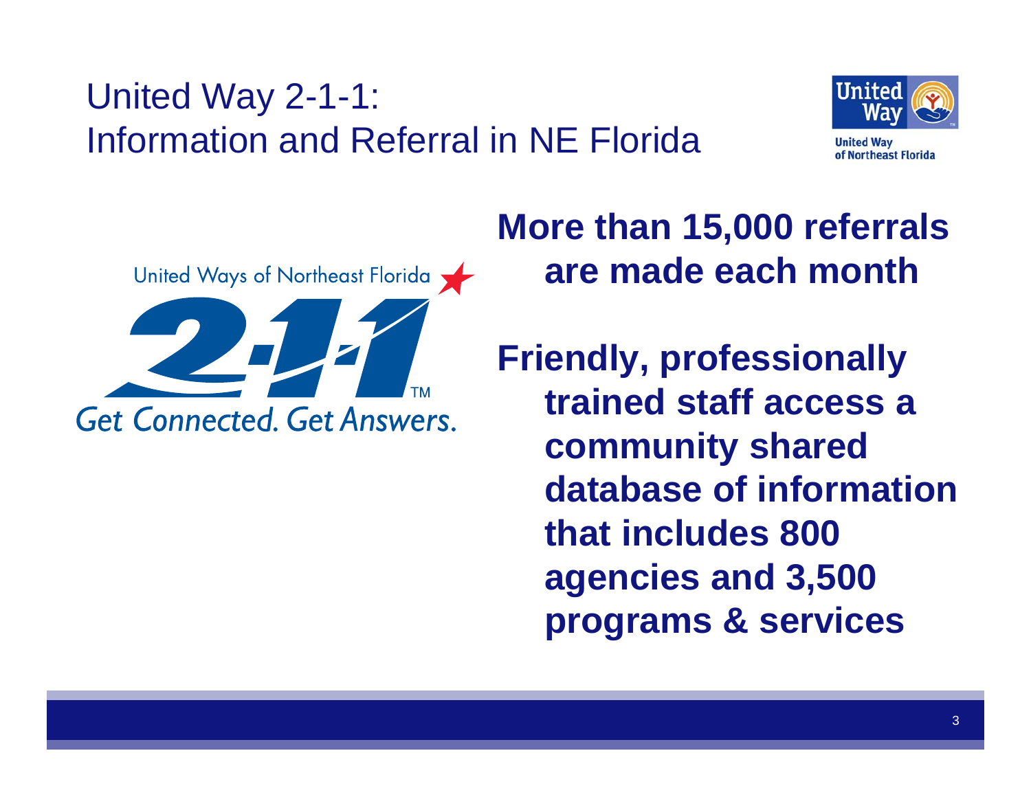# United Way 2-1-1:
# Information and Referral in NE Florida

United Way of Northeast Florida

United Ways of Northeast Florida 2-1-1 Get Connected. Get Answers.

**More than 15,000 referrals are made each month**

**Friendly, professionally trained staff access a community shared database of information that includes 800 agencies and 3,500 programs & services**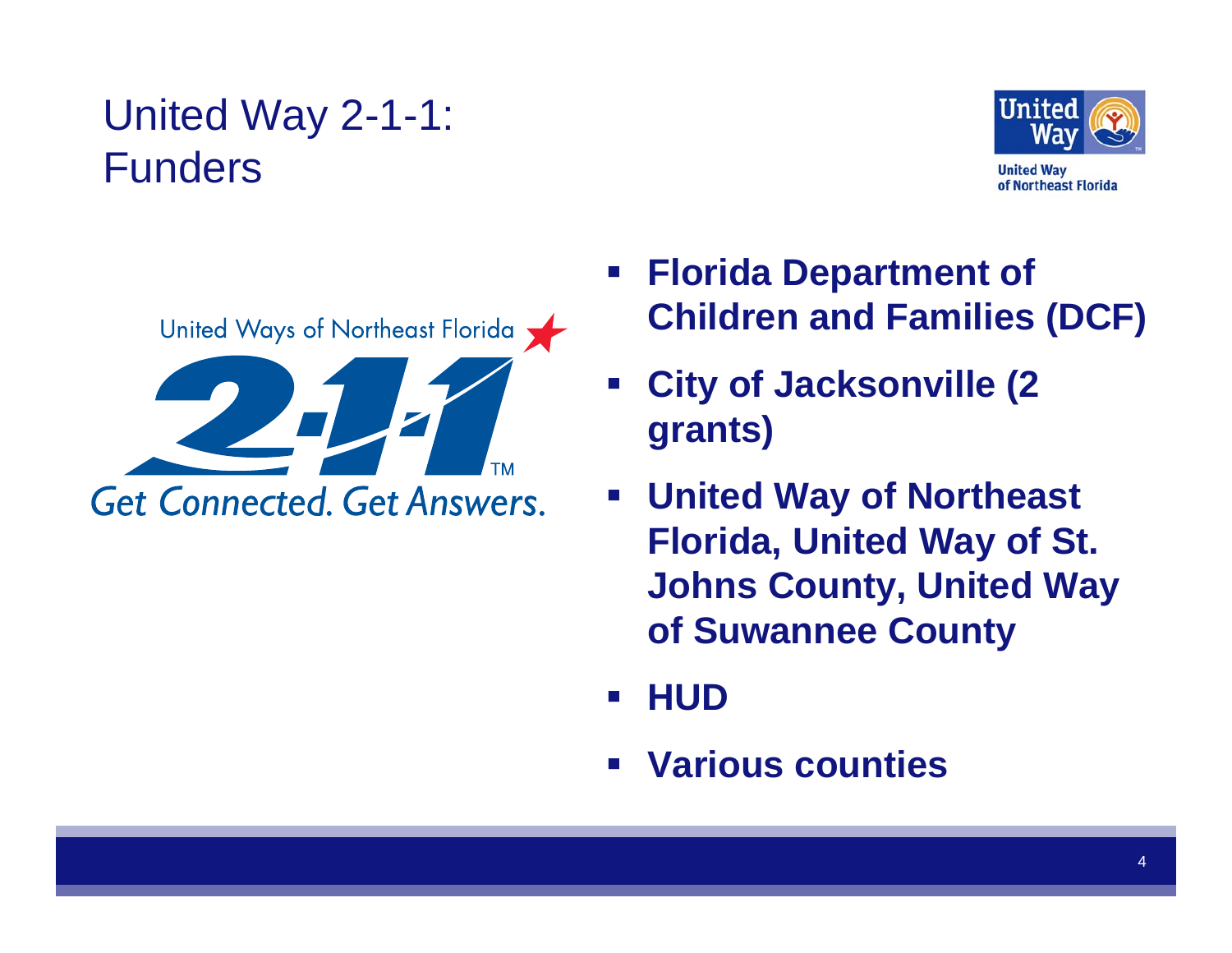# United Way 2-1-1: Funders

- **Florida Department of Children and Families (DCF)**
- **City of Jacksonville (2 grants)**
- **United Way of Northeast Florida, United Way of St. Johns County, United Way of Suwannee County**
- **HUD**
- **Various counties**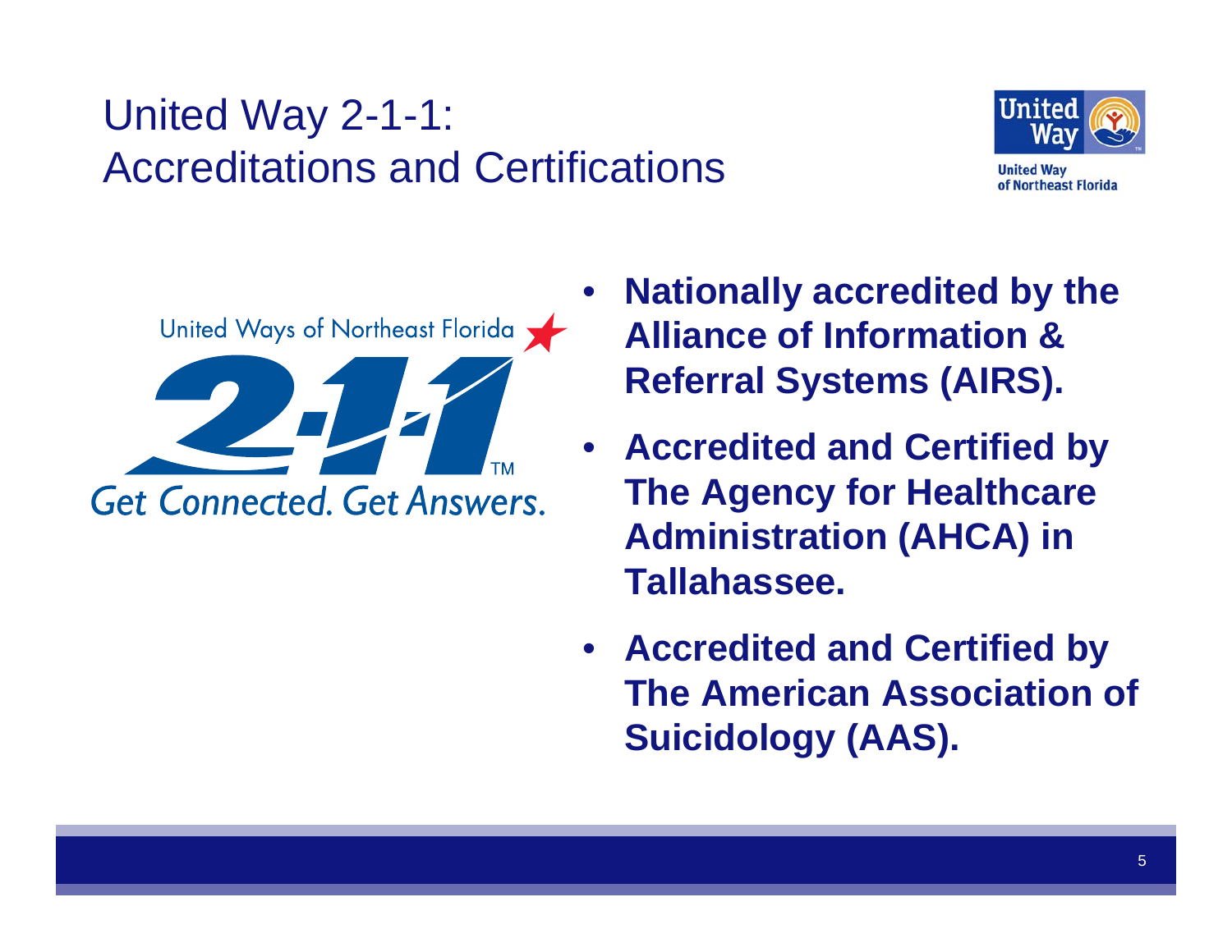# United Way 2-1-1: Accreditations and Certifications

- **Nationally accredited by the Alliance of Information & Referral Systems (AIRS).**
- **Accredited and Certified by The Agency for Healthcare Administration (AHCA) in Tallahassee.**
- **Accredited and Certified by The American Association of Suicidology (AAS).**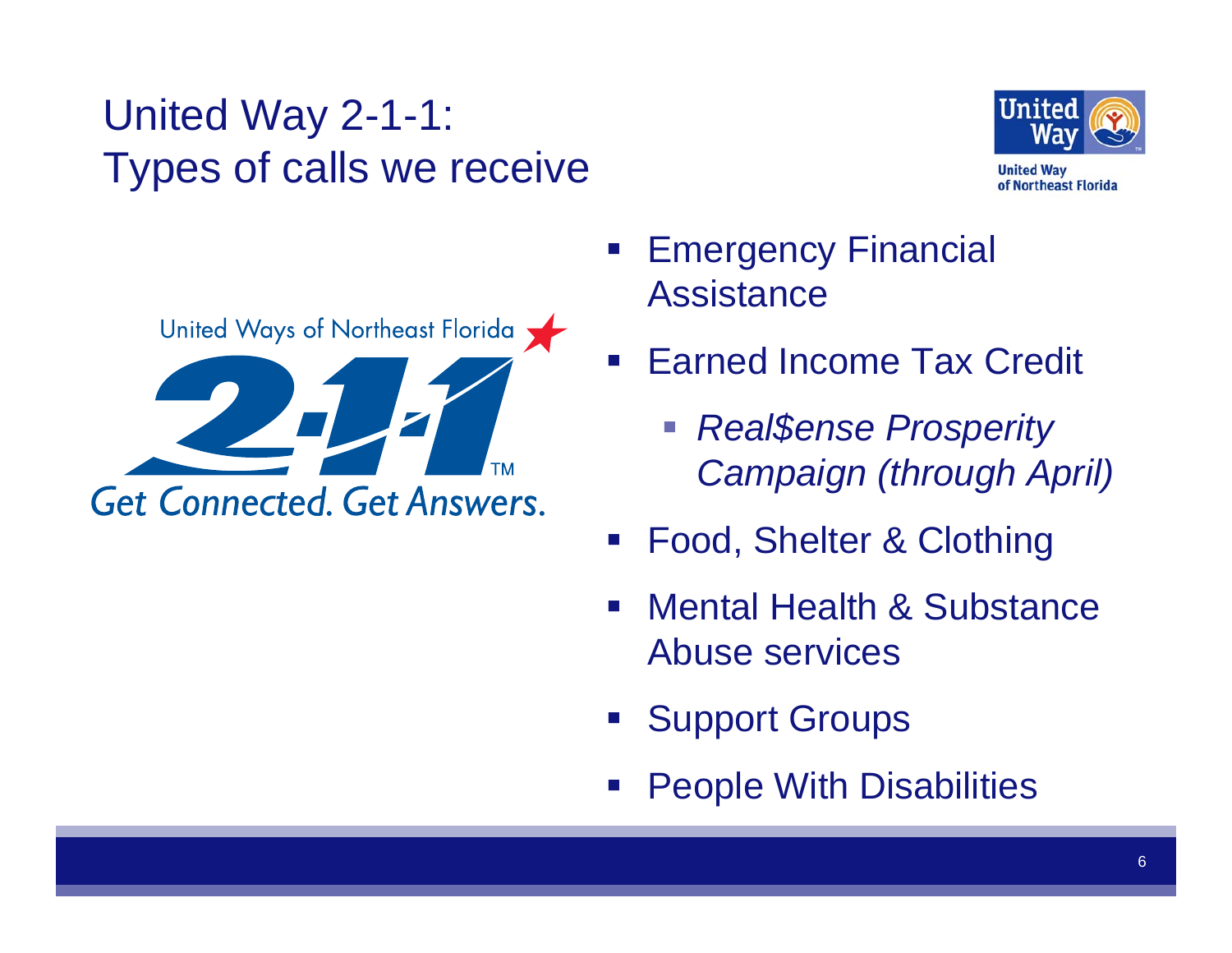# United Way 2-1-1: Types of calls we receive

United Ways of Northeast Florida

2-1-1

Get Connected. Get Answers.

- Emergency Financial Assistance
- Earned Income Tax Credit
  - *Real$ense Prosperity Campaign (through April)*
- Food, Shelter & Clothing
- Mental Health & Substance Abuse services
- Support Groups
- People With Disabilities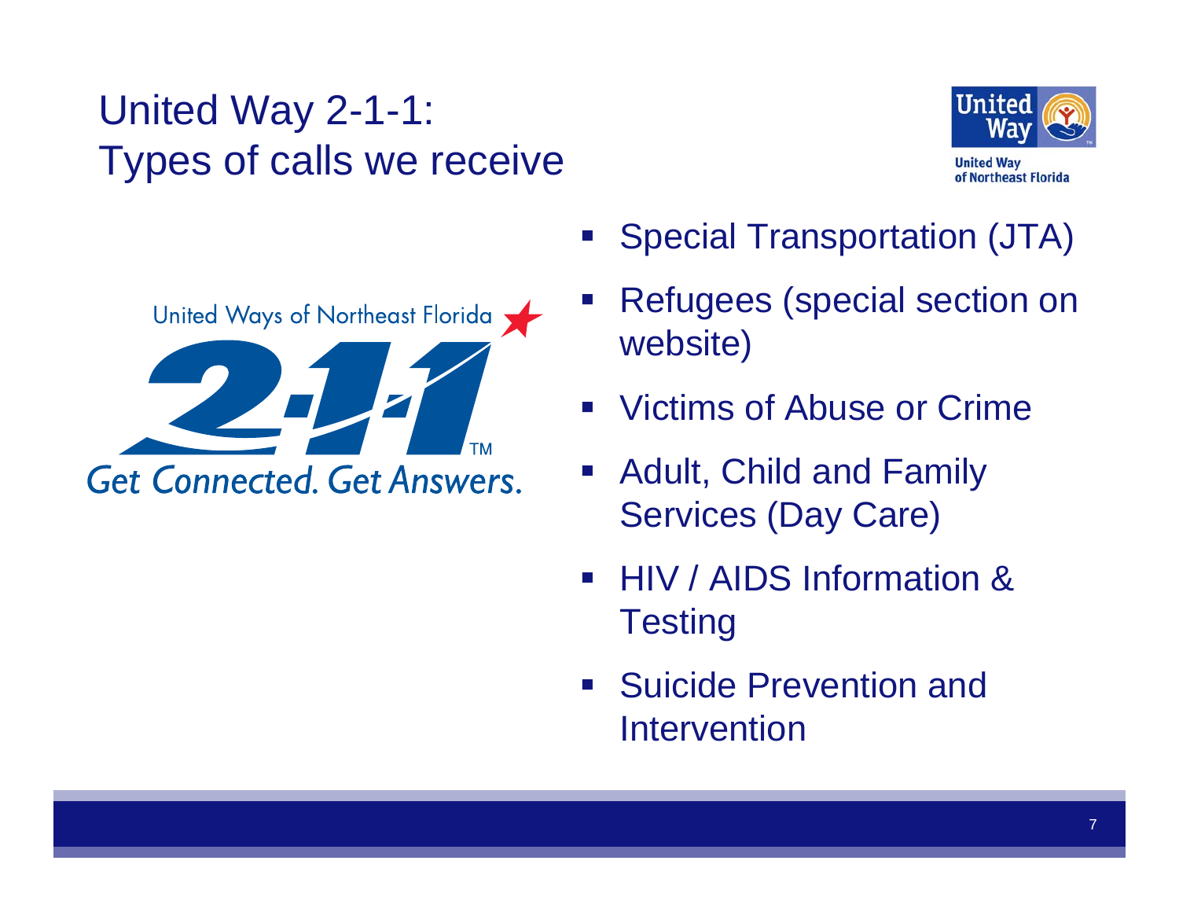# United Way 2-1-1: Types of calls we receive

United Way of Northeast Florida

United Ways of Northeast Florida 2-1-1 Get Connected. Get Answers.

- Special Transportation (JTA)
- Refugees (special section on website)
- Victims of Abuse or Crime
- Adult, Child and Family Services (Day Care)
- HIV / AIDS Information & Testing
- Suicide Prevention and Intervention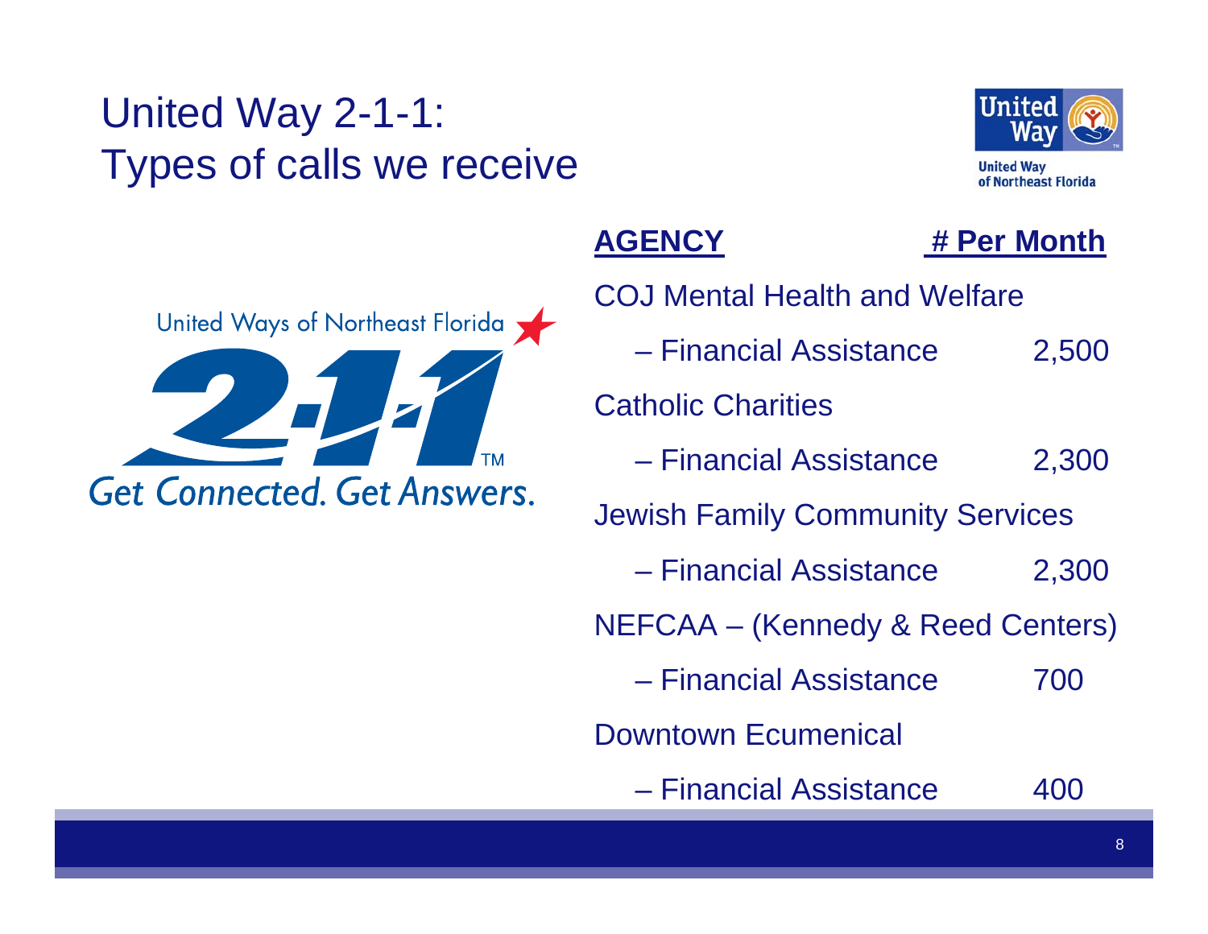# United Way 2-1-1: Types of calls we receive

| AGENCY | # Per Month |
|---|---|
| COJ Mental Health and Welfare | |
| – Financial Assistance | 2,500 |
| Catholic Charities | |
| – Financial Assistance | 2,300 |
| Jewish Family Community Services | |
| – Financial Assistance | 2,300 |
| NEFCAA – (Kennedy & Reed Centers) | |
| – Financial Assistance | 700 |
| Downtown Ecumenical | |
| – Financial Assistance | 400 |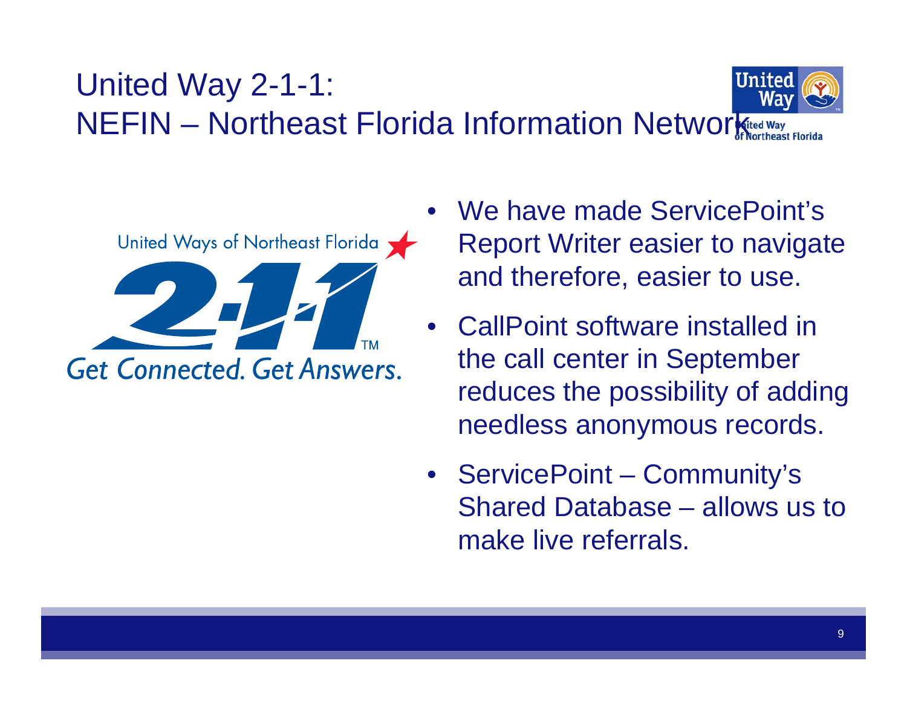# United Way 2-1-1: NEFIN – Northeast Florida Information Network

- We have made ServicePoint's Report Writer easier to navigate and therefore, easier to use.
- CallPoint software installed in the call center in September reduces the possibility of adding needless anonymous records.
- ServicePoint – Community's Shared Database – allows us to make live referrals.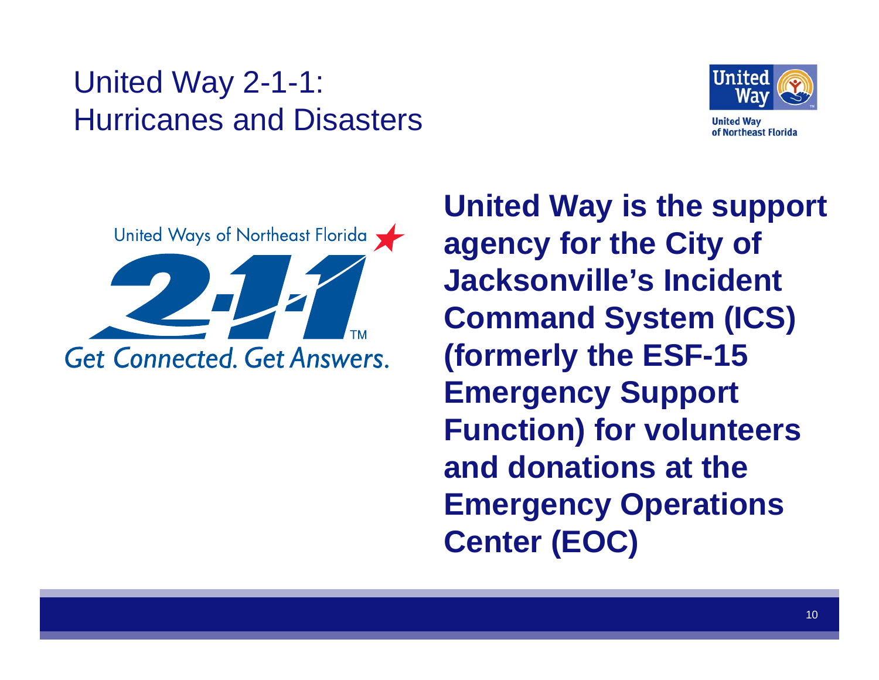# United Way 2-1-1: Hurricanes and Disasters

United Way of Northeast Florida

United Ways of Northeast Florida 2-1-1 Get Connected. Get Answers.

**United Way is the support agency for the City of Jacksonville's Incident Command System (ICS) (formerly the ESF-15 Emergency Support Function) for volunteers and donations at the Emergency Operations Center (EOC)**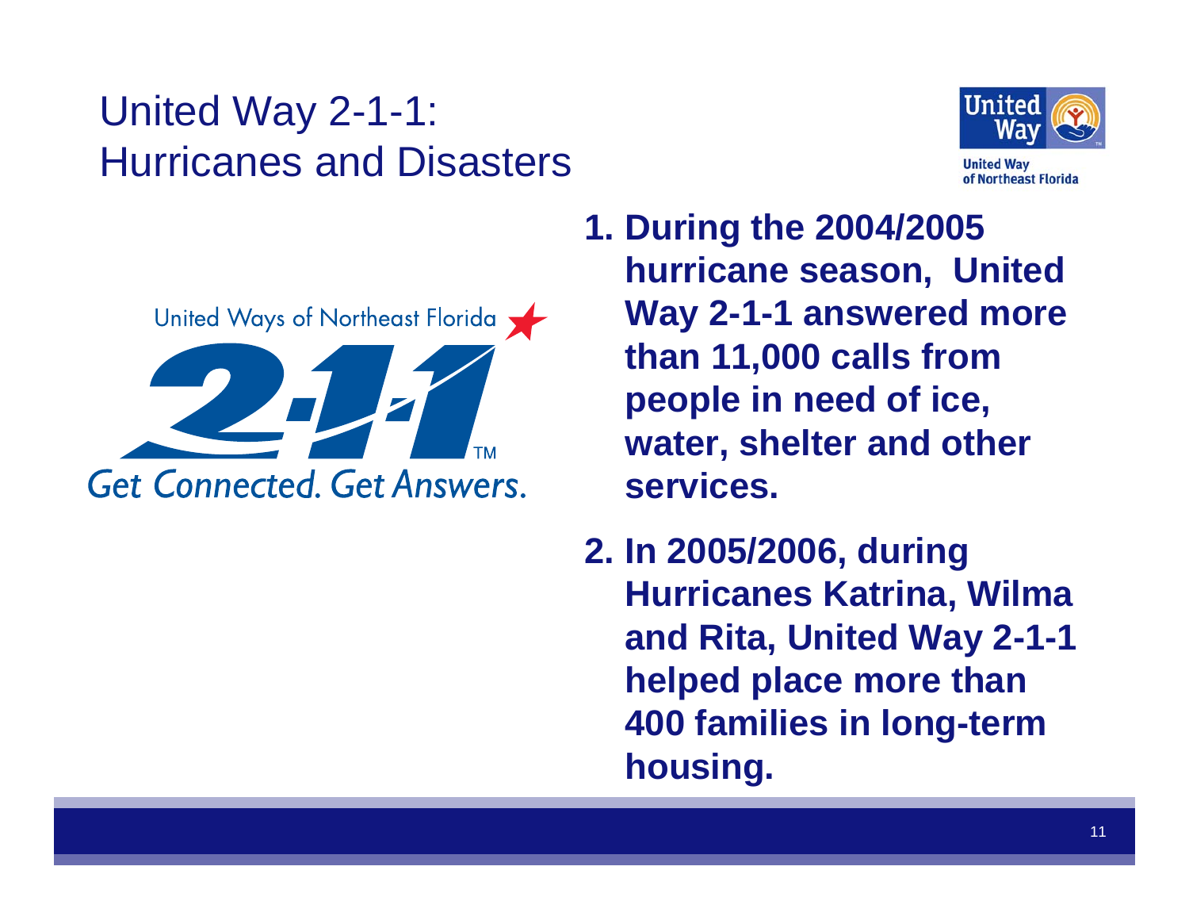# United Way 2-1-1: Hurricanes and Disasters

United Way of Northeast Florida

United Ways of Northeast Florida 2-1-1 Get Connected. Get Answers.

1. **During the 2004/2005 hurricane season, United Way 2-1-1 answered more than 11,000 calls from people in need of ice, water, shelter and other services.**
2. **In 2005/2006, during Hurricanes Katrina, Wilma and Rita, United Way 2-1-1 helped place more than 400 families in long-term housing.**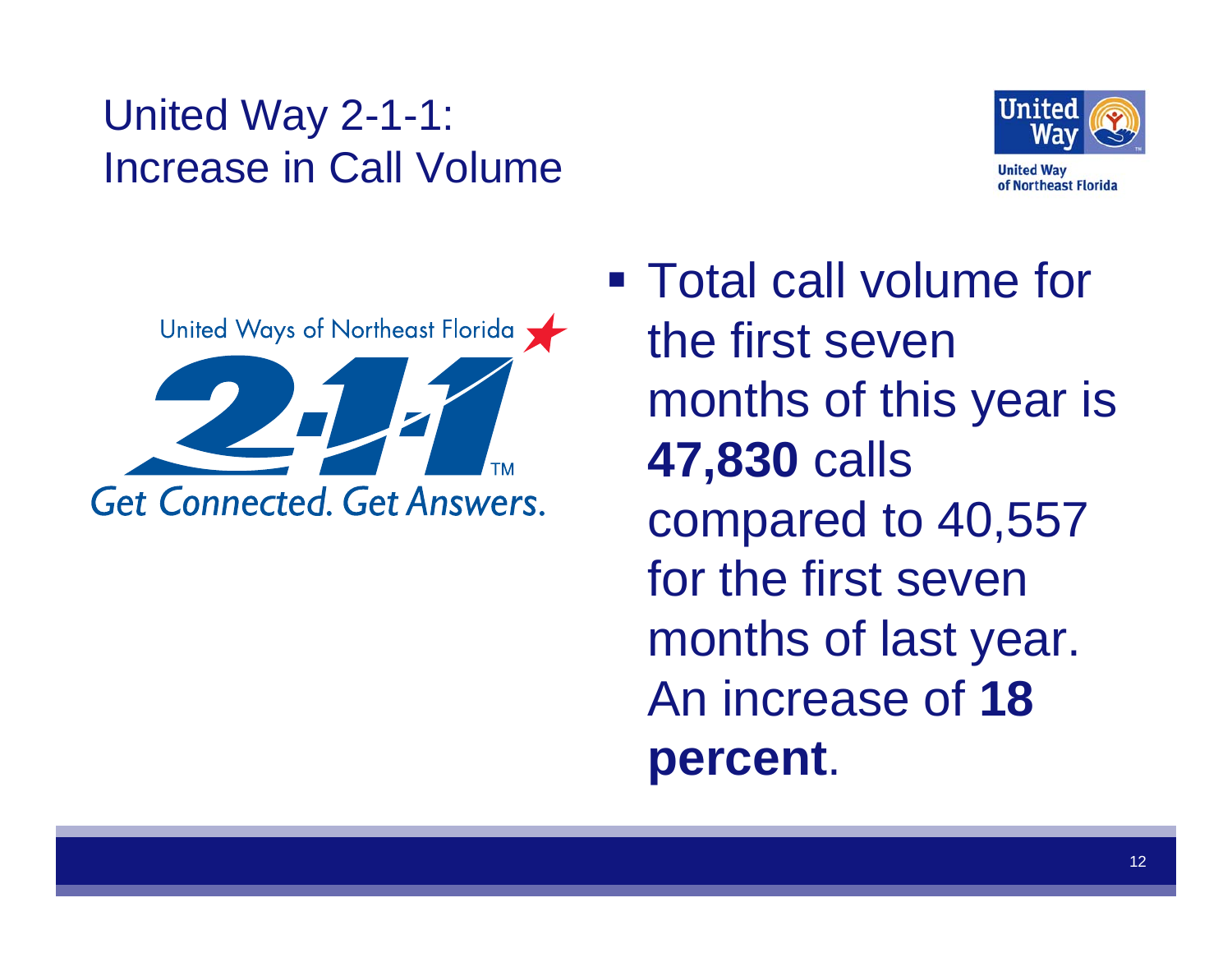# United Way 2-1-1: Increase in Call Volume

United Way of Northeast Florida

United Ways of Northeast Florida 2-1-1

Get Connected. Get Answers.

- Total call volume for the first seven months of this year is **47,830** calls compared to 40,557 for the first seven months of last year. An increase of **18 percent**.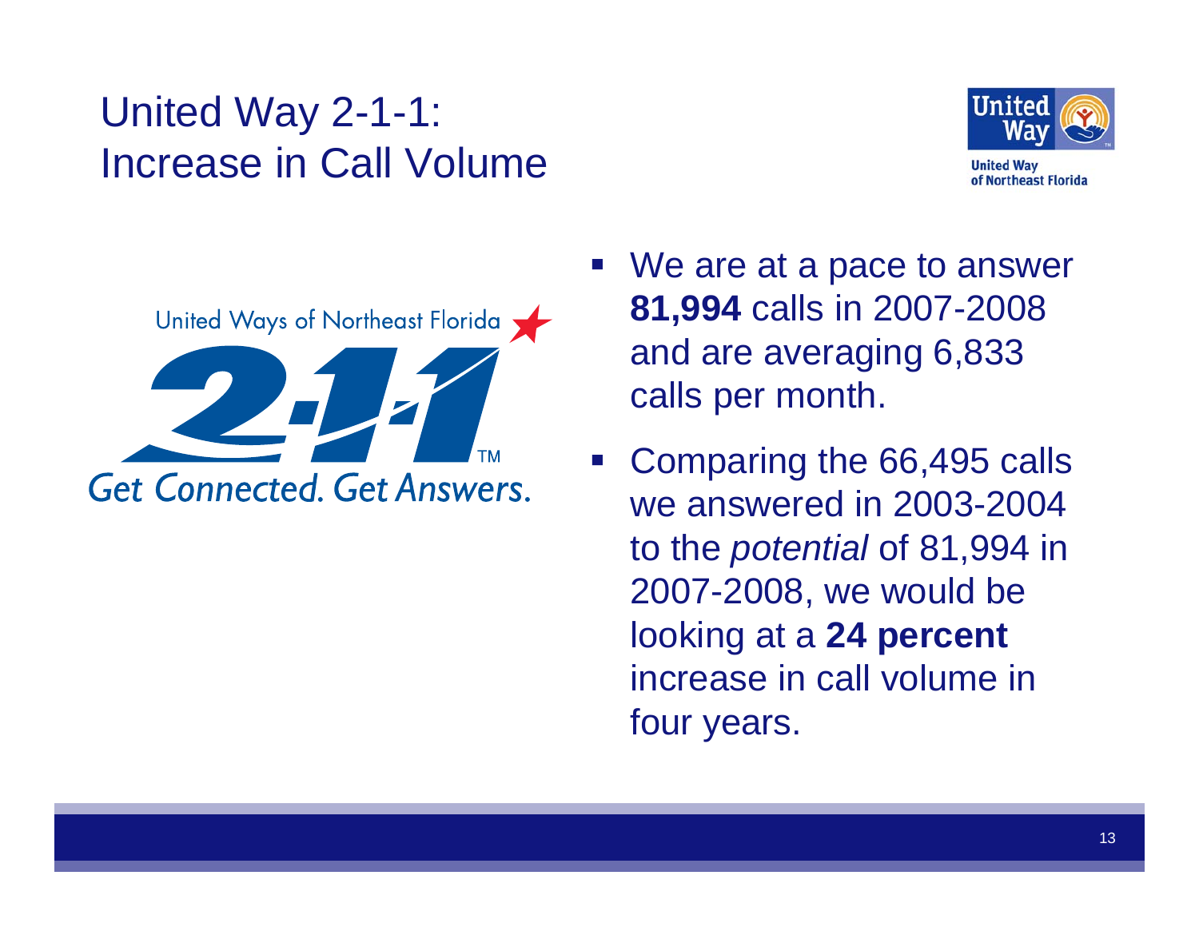# United Way 2-1-1: Increase in Call Volume

United Way of Northeast Florida

United Ways of Northeast Florida 2-1-1 Get Connected. Get Answers.

- We are at a pace to answer **81,994** calls in 2007-2008 and are averaging 6,833 calls per month.
- Comparing the 66,495 calls we answered in 2003-2004 to the *potential* of 81,994 in 2007-2008, we would be looking at a **24 percent** increase in call volume in four years.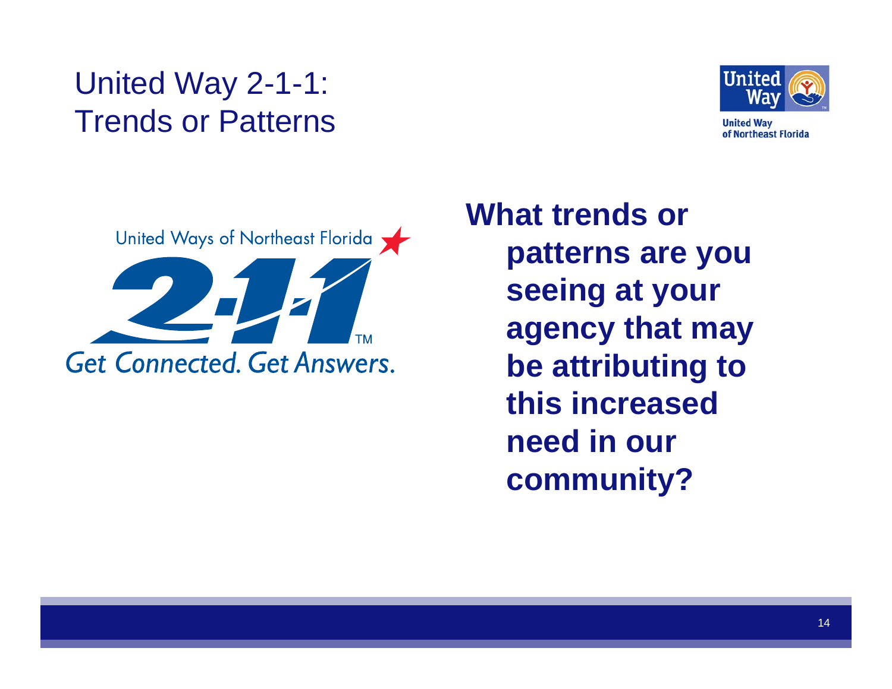# United Way 2-1-1: Trends or Patterns

United Way of Northeast Florida

United Ways of Northeast Florida 2-1-1

Get Connected. Get Answers.

**What trends or patterns are you seeing at your agency that may be attributing to this increased need in our community?**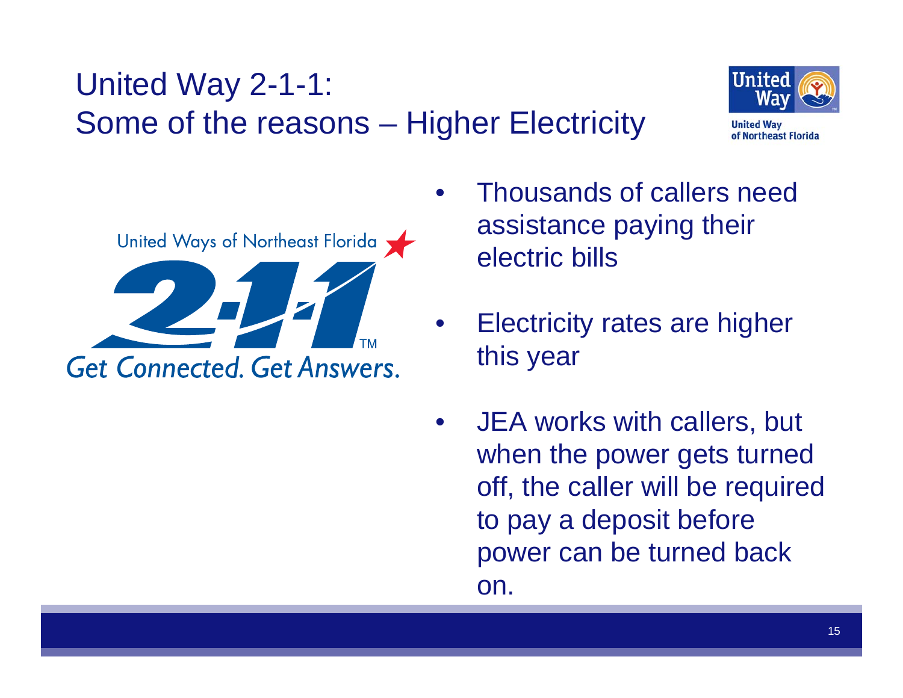# United Way 2-1-1: Some of the reasons – Higher Electricity

United Way of Northeast Florida

United Ways of Northeast Florida 2-1-1 Get Connected. Get Answers.

- Thousands of callers need assistance paying their electric bills
- Electricity rates are higher this year
- JEA works with callers, but when the power gets turned off, the caller will be required to pay a deposit before power can be turned back on.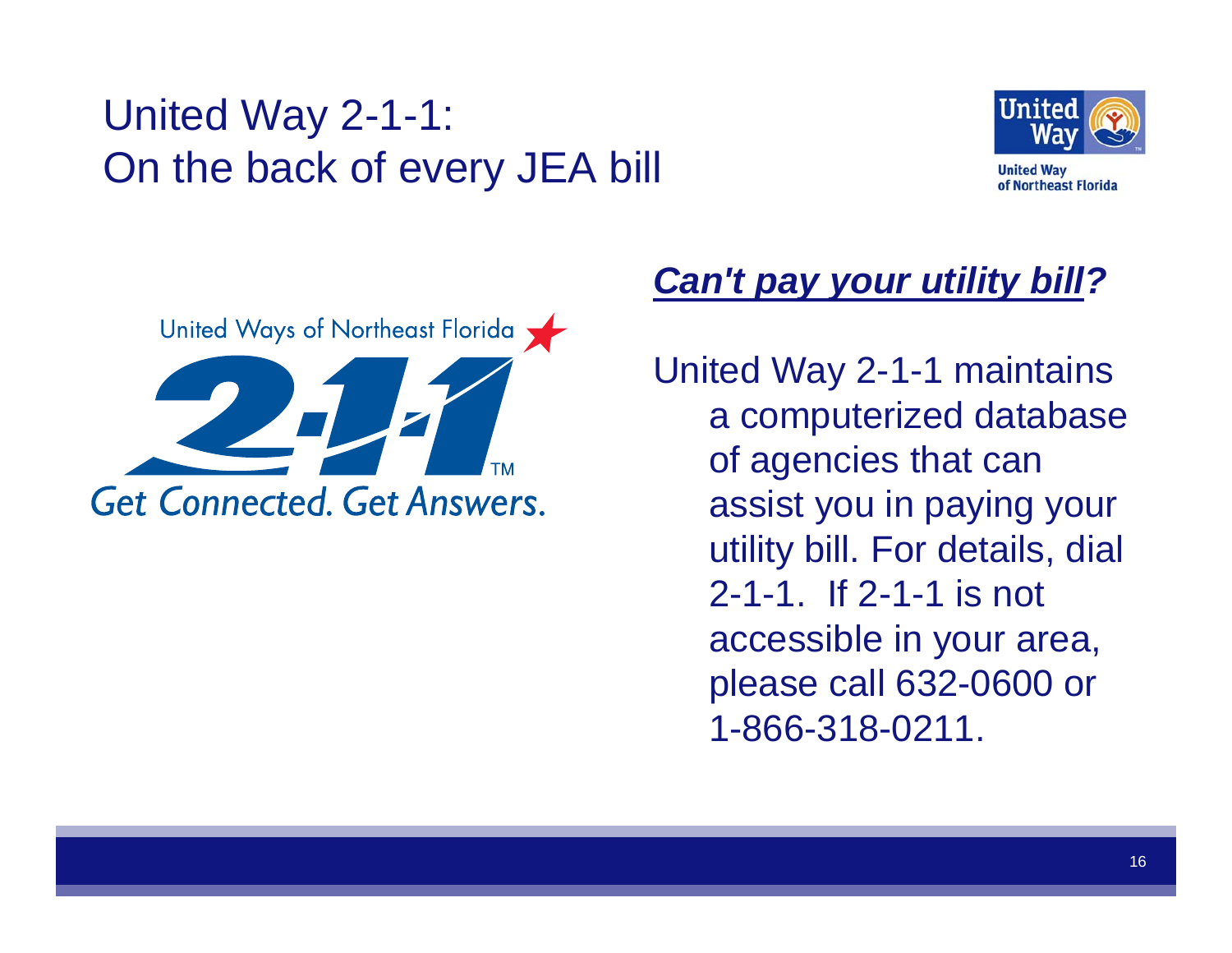# United Way 2-1-1:
# On the back of every JEA bill

United Way of Northeast Florida

United Ways of Northeast Florida

2-1-1™

Get Connected. Get Answers.

***<u>Can't pay your utility bill</u>?***

United Way 2-1-1 maintains a computerized database of agencies that can assist you in paying your utility bill. For details, dial 2-1-1. If 2-1-1 is not accessible in your area, please call 632-0600 or 1-866-318-0211.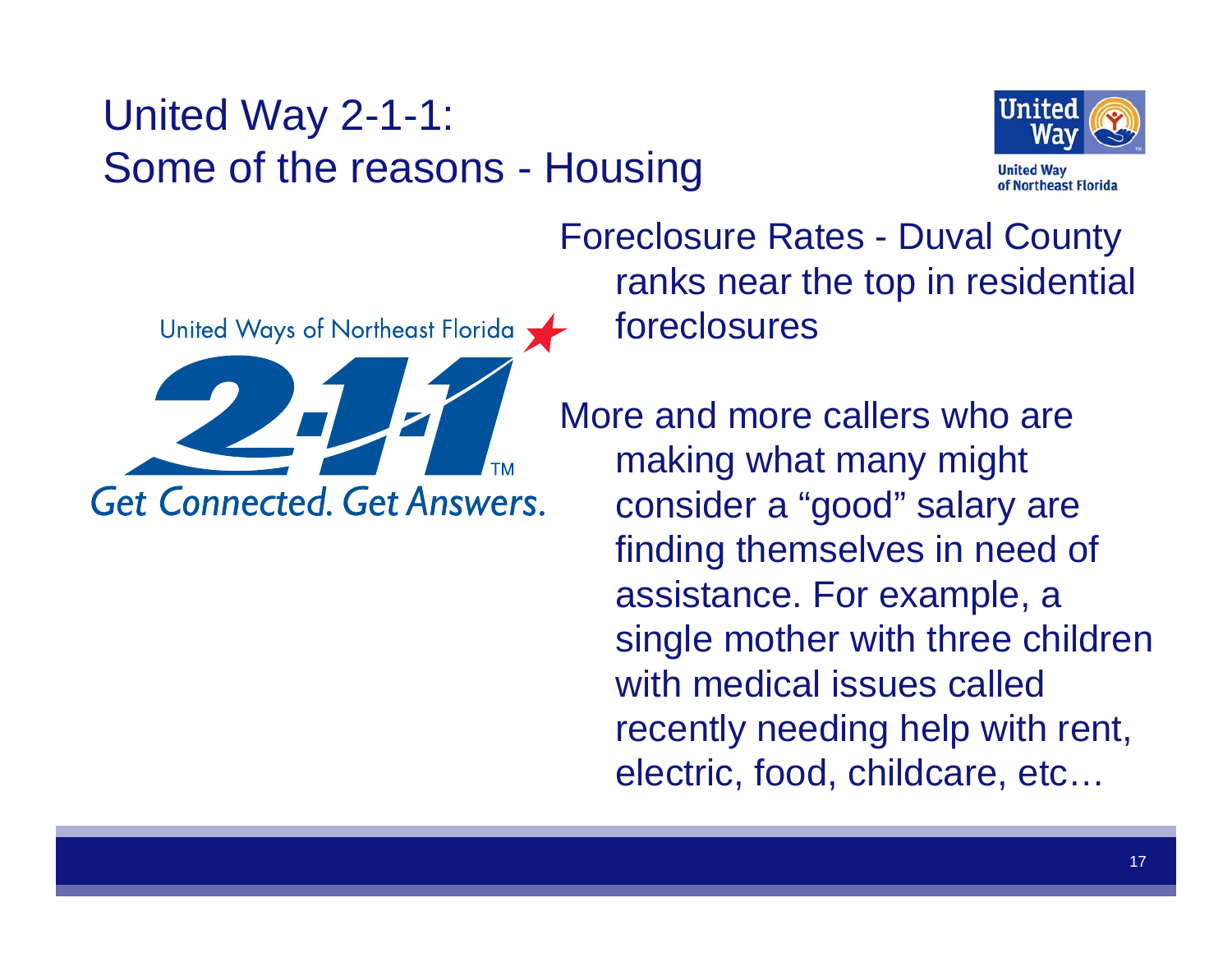# United Way 2-1-1: Some of the reasons - Housing

United Ways of Northeast Florida

2-1-1

Get Connected. Get Answers.

Foreclosure Rates - Duval County ranks near the top in residential foreclosures

More and more callers who are making what many might consider a “good” salary are finding themselves in need of assistance. For example, a single mother with three children with medical issues called recently needing help with rent, electric, food, childcare, etc…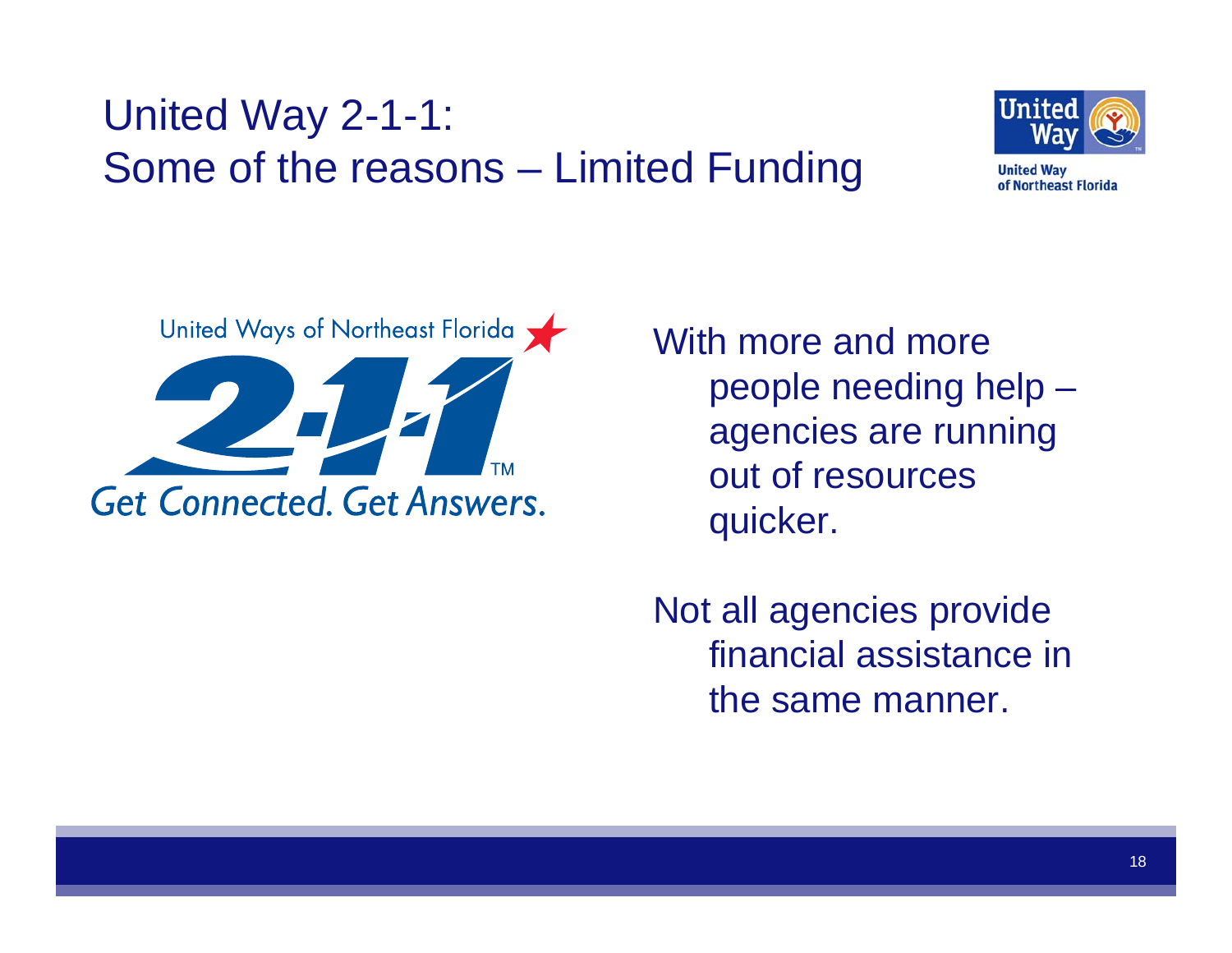# United Way 2-1-1: Some of the reasons – Limited Funding

With more and more people needing help – agencies are running out of resources quicker.

Not all agencies provide financial assistance in the same manner.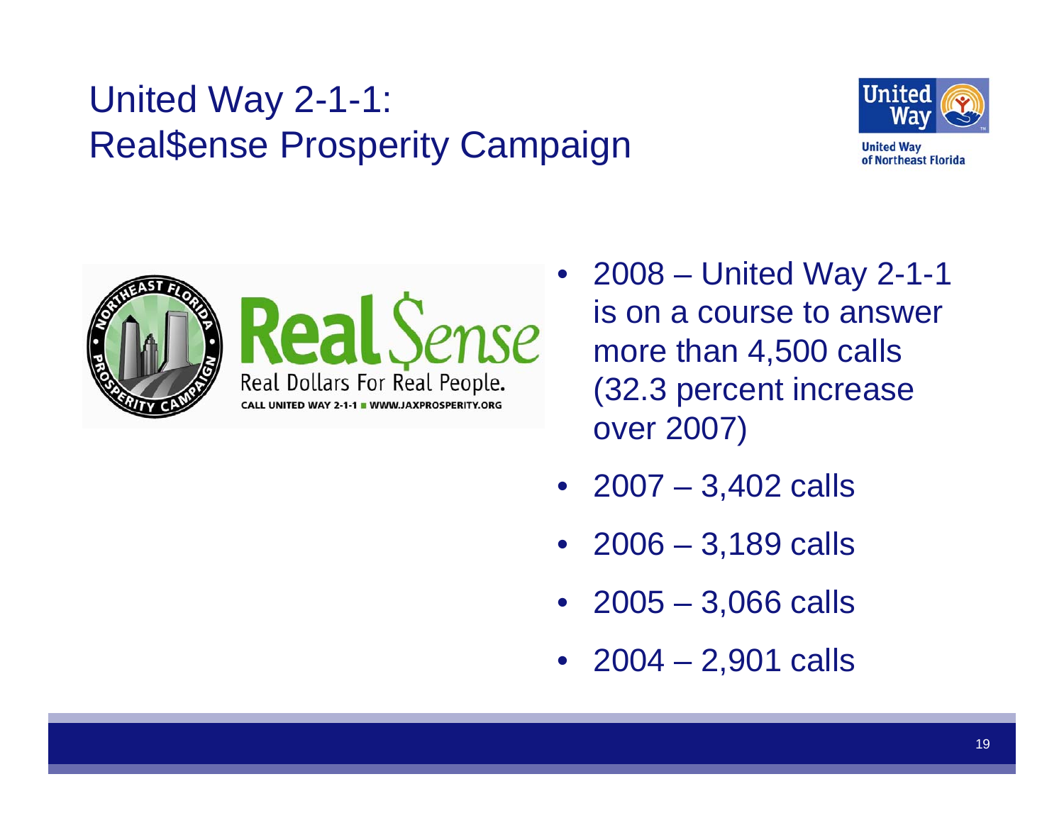# United Way 2-1-1: Real$ense Prosperity Campaign

- 2008 – United Way 2-1-1 is on a course to answer more than 4,500 calls (32.3 percent increase over 2007)
- 2007 – 3,402 calls
- 2006 – 3,189 calls
- 2005 – 3,066 calls
- 2004 – 2,901 calls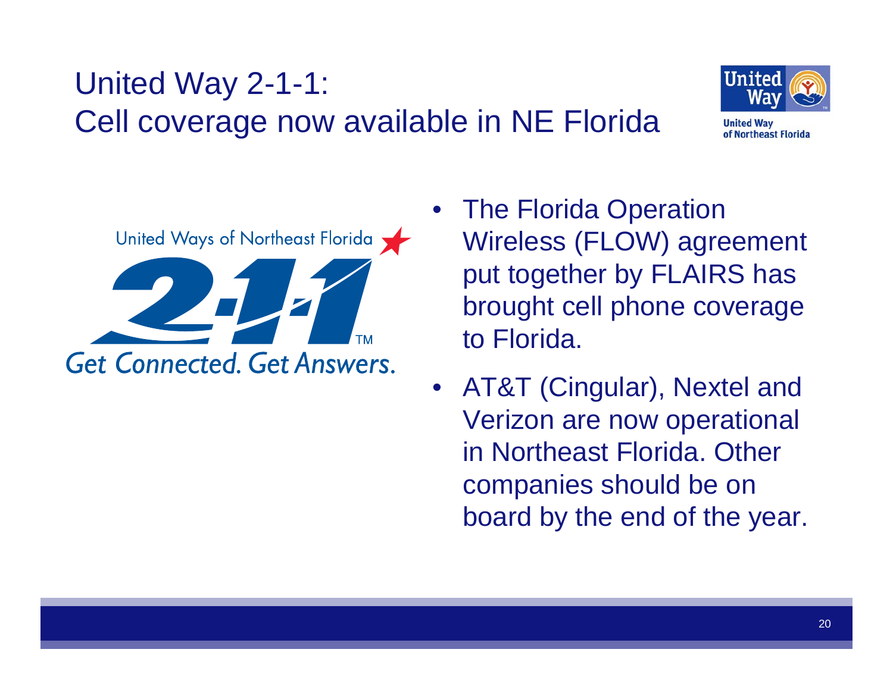# United Way 2-1-1: Cell coverage now available in NE Florida

United Ways of Northeast Florida

2-1-1

Get Connected. Get Answers.

- The Florida Operation Wireless (FLOW) agreement put together by FLAIRS has brought cell phone coverage to Florida.
- AT&T (Cingular), Nextel and Verizon are now operational in Northeast Florida. Other companies should be on board by the end of the year.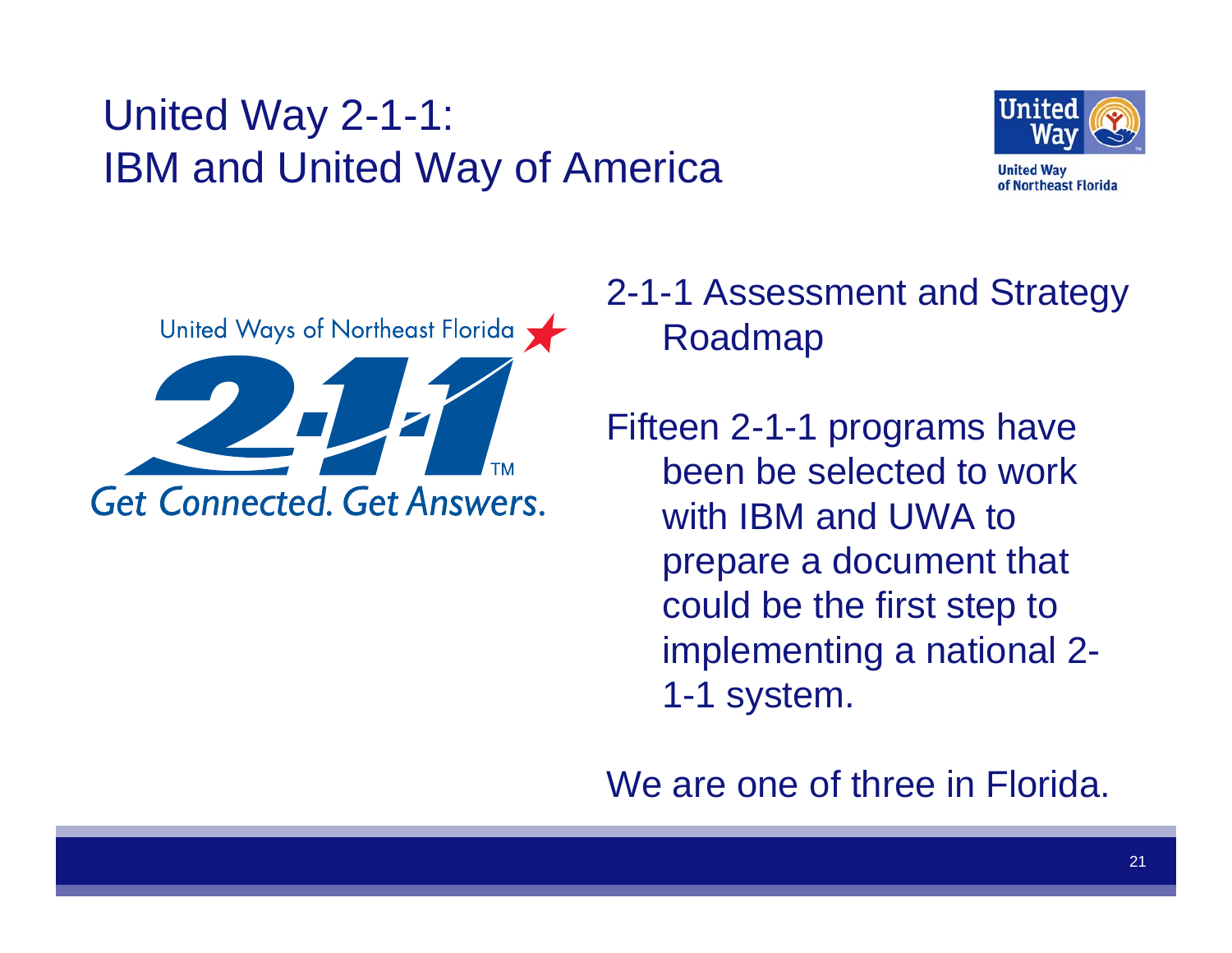# United Way 2-1-1: IBM and United Way of America

United Way of Northeast Florida

United Ways of Northeast Florida

2-1-1

Get Connected. Get Answers.

2-1-1 Assessment and Strategy Roadmap

Fifteen 2-1-1 programs have been be selected to work with IBM and UWA to prepare a document that could be the first step to implementing a national 2-1-1 system.

We are one of three in Florida.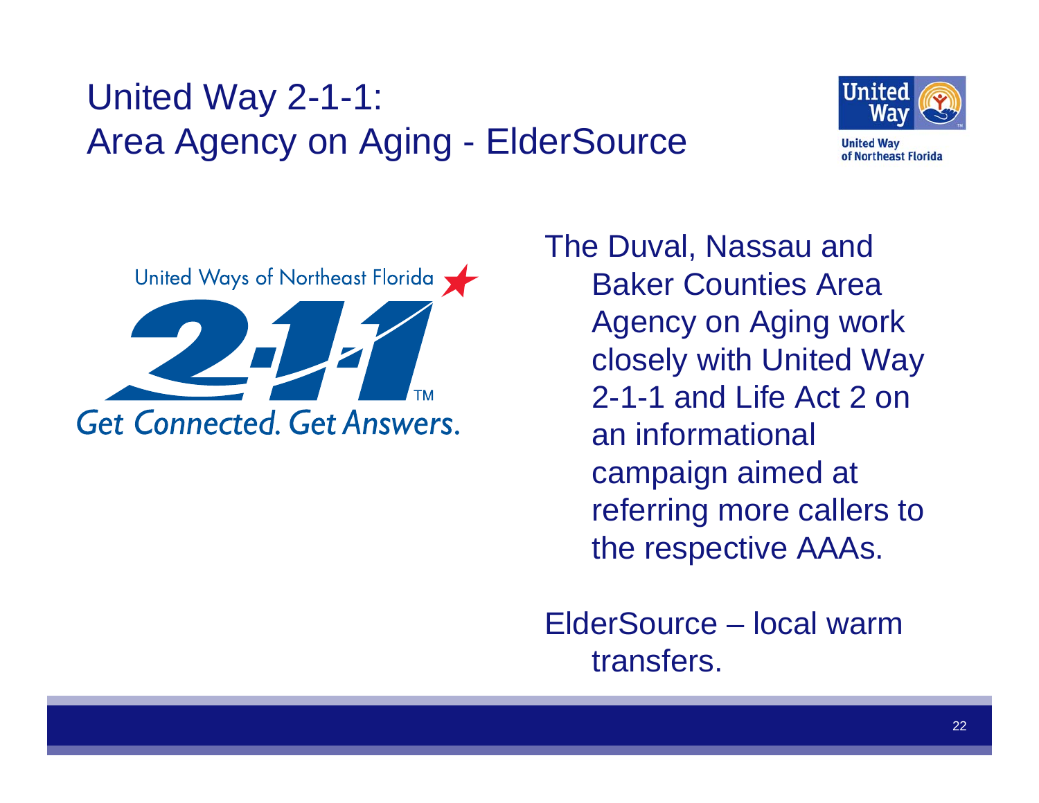# United Way 2-1-1: Area Agency on Aging - ElderSource

United Way of Northeast Florida

United Ways of Northeast Florida 2-1-1 Get Connected. Get Answers.

The Duval, Nassau and Baker Counties Area Agency on Aging work closely with United Way 2-1-1 and Life Act 2 on an informational campaign aimed at referring more callers to the respective AAAs.

ElderSource – local warm transfers.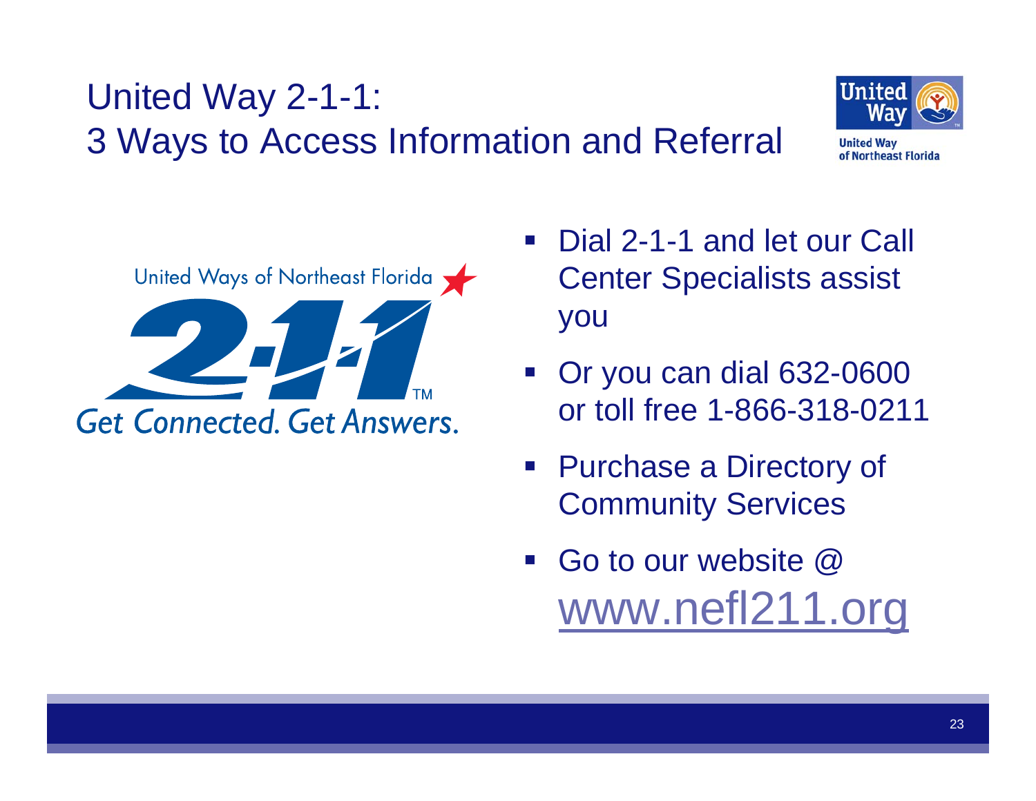# United Way 2-1-1: 3 Ways to Access Information and Referral

United Way of Northeast Florida

United Ways of Northeast Florida 2-1-1 Get Connected. Get Answers.

- Dial 2-1-1 and let our Call Center Specialists assist you
- Or you can dial 632-0600 or toll free 1-866-318-0211
- Purchase a Directory of Community Services
- Go to our website @ www.nefl211.org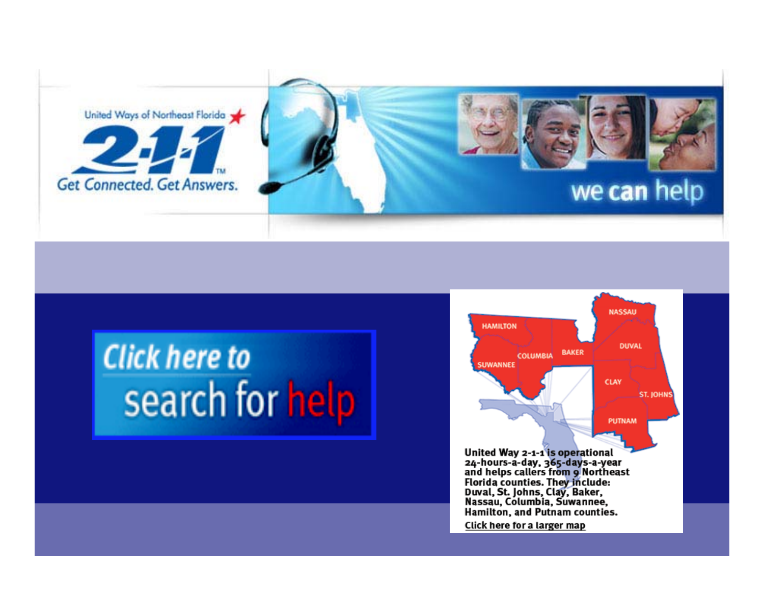United Ways of Northeast Florida

2-1-1™

Get Connected. Get Answers.

we can help

Click here to search for help

HAMILTON
COLUMBIA
SUWANNEE
BAKER
NASSAU
DUVAL
CLAY
ST. JOHNS
PUTNAM

United Way 2-1-1 is operational 24-hours-a-day, 365-days-a-year and helps callers from 9 Northeast Florida counties. They include: Duval, St. Johns, Clay, Baker, Nassau, Columbia, Suwannee, Hamilton, and Putnam counties.

Click here for a larger map